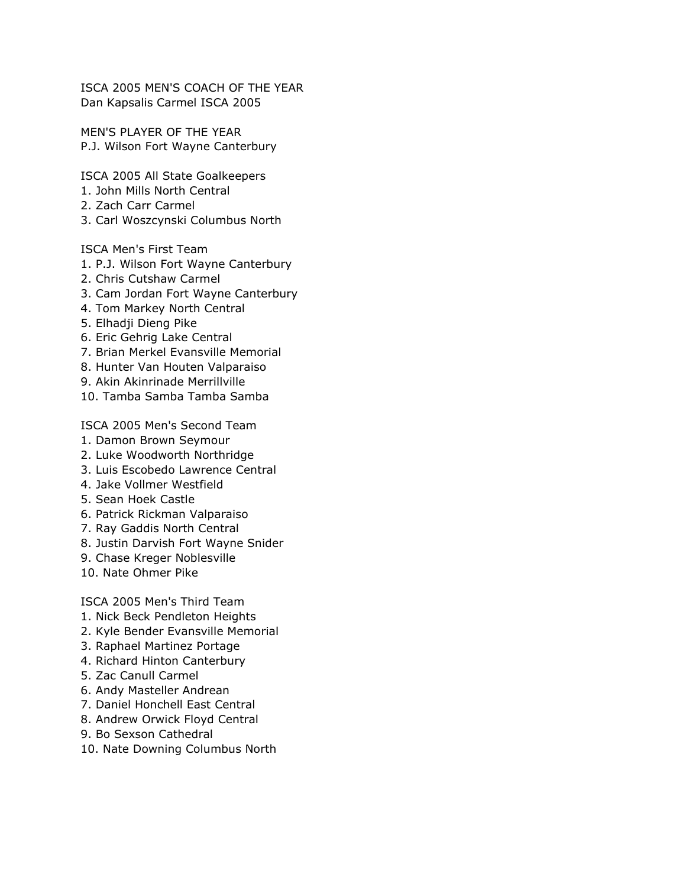ISCA 2005 MEN'S COACH OF THE YEAR
Dan Kapsalis Carmel ISCA 2005

MEN'S PLAYER OF THE YEAR
P.J. Wilson Fort Wayne Canterbury

ISCA 2005 All State Goalkeepers
1. John Mills North Central
2. Zach Carr Carmel
3. Carl Woszcynski Columbus North

ISCA Men's First Team
1. P.J. Wilson Fort Wayne Canterbury
2. Chris Cutshaw Carmel
3. Cam Jordan Fort Wayne Canterbury
4. Tom Markey North Central
5. Elhadji Dieng Pike
6. Eric Gehrig Lake Central
7. Brian Merkel Evansville Memorial
8. Hunter Van Houten Valparaiso
9. Akin Akinrinade Merrillville
10. Tamba Samba Tamba Samba

ISCA 2005 Men's Second Team
1. Damon Brown Seymour
2. Luke Woodworth Northridge
3. Luis Escobedo Lawrence Central
4. Jake Vollmer Westfield
5. Sean Hoek Castle
6. Patrick Rickman Valparaiso
7. Ray Gaddis North Central
8. Justin Darvish Fort Wayne Snider
9. Chase Kreger Noblesville
10. Nate Ohmer Pike

ISCA 2005 Men's Third Team
1. Nick Beck Pendleton Heights
2. Kyle Bender Evansville Memorial
3. Raphael Martinez Portage
4. Richard Hinton Canterbury
5. Zac Canull Carmel
6. Andy Masteller Andrean
7. Daniel Honchell East Central
8. Andrew Orwick Floyd Central
9. Bo Sexson Cathedral
10. Nate Downing Columbus North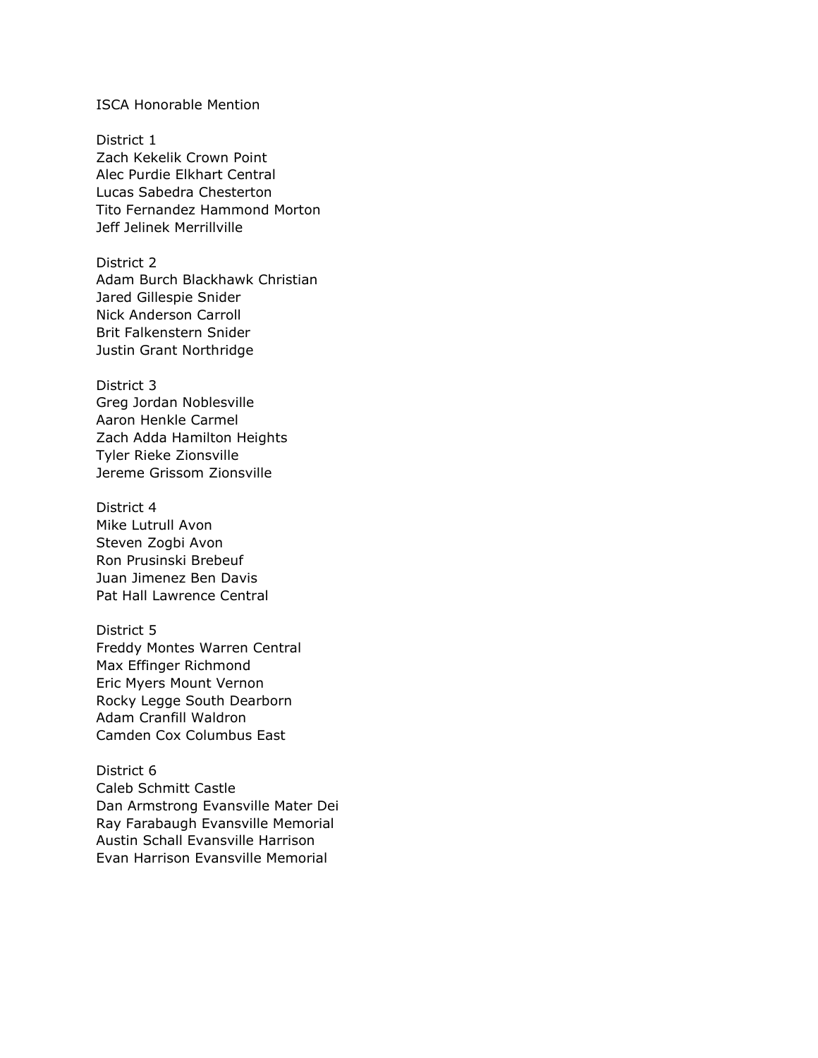ISCA Honorable Mention

District 1
Zach Kekelik Crown Point
Alec Purdie Elkhart Central
Lucas Sabedra Chesterton
Tito Fernandez Hammond Morton
Jeff Jelinek Merrillville

District 2
Adam Burch Blackhawk Christian
Jared Gillespie Snider
Nick Anderson Carroll
Brit Falkenstern Snider
Justin Grant Northridge

District 3
Greg Jordan Noblesville
Aaron Henkle Carmel
Zach Adda Hamilton Heights
Tyler Rieke Zionsville
Jereme Grissom Zionsville

District 4
Mike Lutrull Avon
Steven Zogbi Avon
Ron Prusinski Brebeuf
Juan Jimenez Ben Davis
Pat Hall Lawrence Central

District 5
Freddy Montes Warren Central
Max Effinger Richmond
Eric Myers Mount Vernon
Rocky Legge South Dearborn
Adam Cranfill Waldron
Camden Cox Columbus East

District 6
Caleb Schmitt Castle
Dan Armstrong Evansville Mater Dei
Ray Farabaugh Evansville Memorial
Austin Schall Evansville Harrison
Evan Harrison Evansville Memorial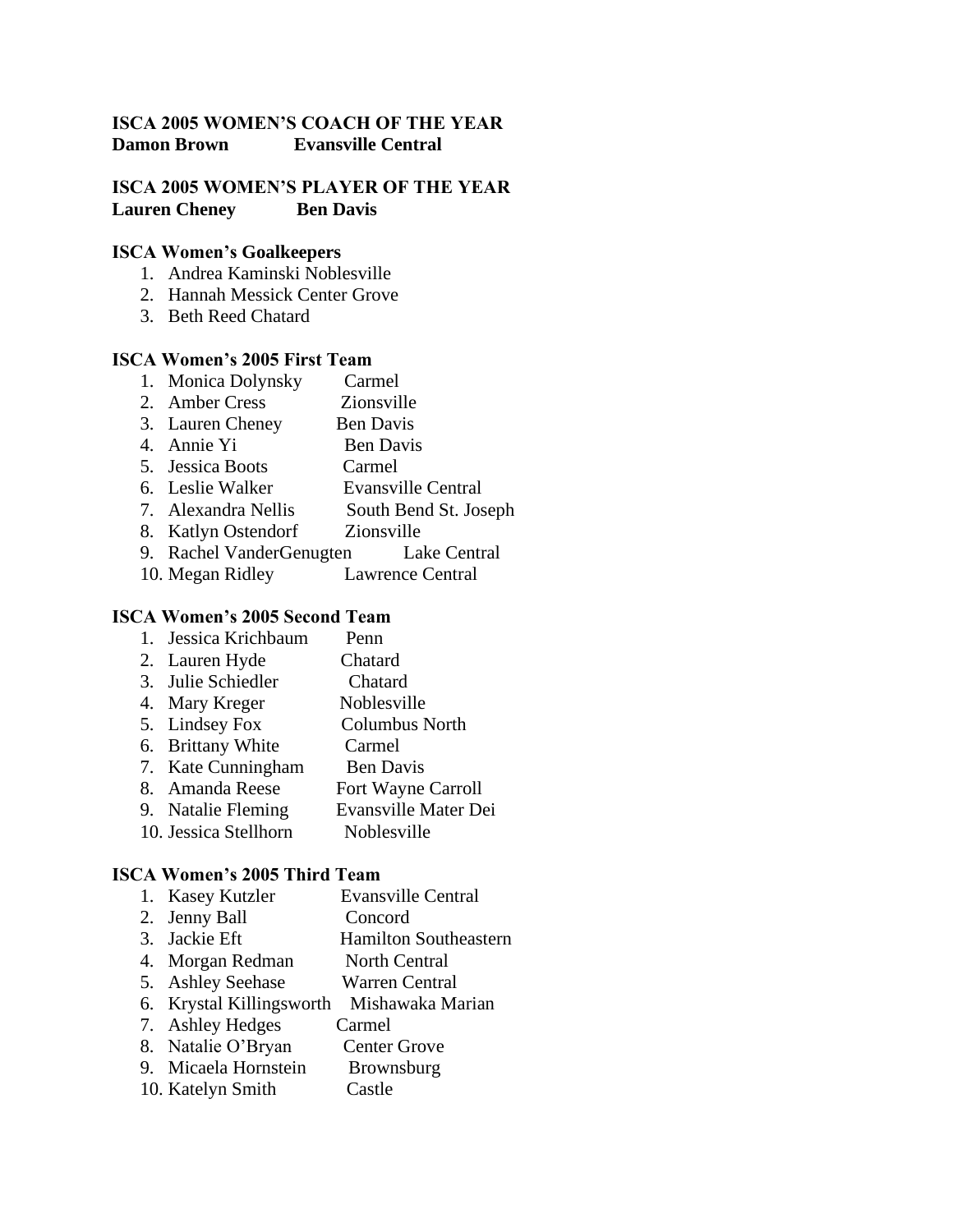**ISCA 2005 WOMEN'S COACH OF THE YEAR**
**Damon Brown Evansville Central**

**ISCA 2005 WOMEN'S PLAYER OF THE YEAR**
**Lauren Cheney Ben Davis**

**ISCA Women's Goalkeepers**

1. Andrea Kaminski Noblesville
2. Hannah Messick Center Grove
3. Beth Reed Chatard

**ISCA Women's 2005 First Team**

1. Monica Dolynsky Carmel
2. Amber Cress Zionsville
3. Lauren Cheney Ben Davis
4. Annie Yi Ben Davis
5. Jessica Boots Carmel
6. Leslie Walker Evansville Central
7. Alexandra Nellis South Bend St. Joseph
8. Katlyn Ostendorf Zionsville
9. Rachel VanderGenugten Lake Central
10. Megan Ridley Lawrence Central

**ISCA Women's 2005 Second Team**

1. Jessica Krichbaum Penn
2. Lauren Hyde Chatard
3. Julie Schiedler Chatard
4. Mary Kreger Noblesville
5. Lindsey Fox Columbus North
6. Brittany White Carmel
7. Kate Cunningham Ben Davis
8. Amanda Reese Fort Wayne Carroll
9. Natalie Fleming Evansville Mater Dei
10. Jessica Stellhorn Noblesville

**ISCA Women's 2005 Third Team**

1. Kasey Kutzler Evansville Central
2. Jenny Ball Concord
3. Jackie Eft Hamilton Southeastern
4. Morgan Redman North Central
5. Ashley Seehase Warren Central
6. Krystal Killingsworth Mishawaka Marian
7. Ashley Hedges Carmel
8. Natalie O'Bryan Center Grove
9. Micaela Hornstein Brownsburg
10. Katelyn Smith Castle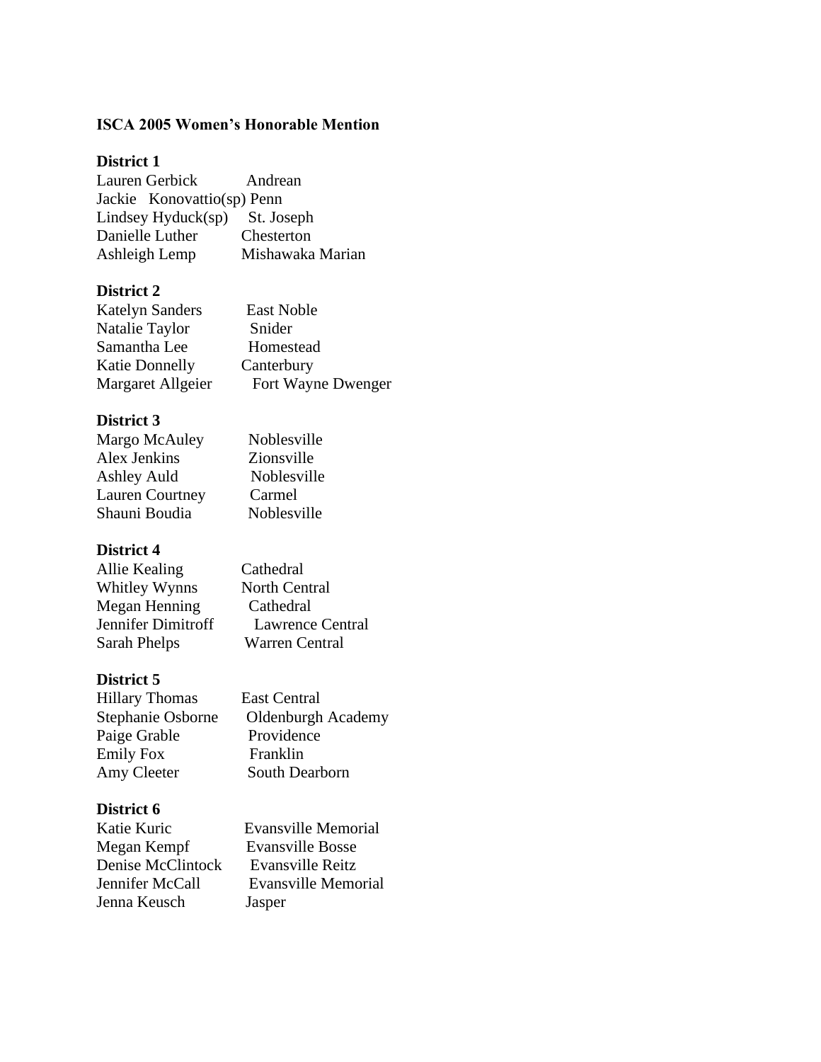**ISCA 2005 Women's Honorable Mention**

**District 1**

| | |
|---|---|
| Lauren Gerbick | Andrean |
| Jackie Konovattio(sp) | Penn |
| Lindsey Hyduck(sp) | St. Joseph |
| Danielle Luther | Chesterton |
| Ashleigh Lemp | Mishawaka Marian |

**District 2**

| | |
|---|---|
| Katelyn Sanders | East Noble |
| Natalie Taylor | Snider |
| Samantha Lee | Homestead |
| Katie Donnelly | Canterbury |
| Margaret Allgeier | Fort Wayne Dwenger |

**District 3**

| | |
|---|---|
| Margo McAuley | Noblesville |
| Alex Jenkins | Zionsville |
| Ashley Auld | Noblesville |
| Lauren Courtney | Carmel |
| Shauni Boudia | Noblesville |

**District 4**

| | |
|---|---|
| Allie Kealing | Cathedral |
| Whitley Wynns | North Central |
| Megan Henning | Cathedral |
| Jennifer Dimitroff | Lawrence Central |
| Sarah Phelps | Warren Central |

**District 5**

| | |
|---|---|
| Hillary Thomas | East Central |
| Stephanie Osborne | Oldenburgh Academy |
| Paige Grable | Providence |
| Emily Fox | Franklin |
| Amy Cleeter | South Dearborn |

**District 6**

| | |
|---|---|
| Katie Kuric | Evansville Memorial |
| Megan Kempf | Evansville Bosse |
| Denise McClintock | Evansville Reitz |
| Jennifer McCall | Evansville Memorial |
| Jenna Keusch | Jasper |